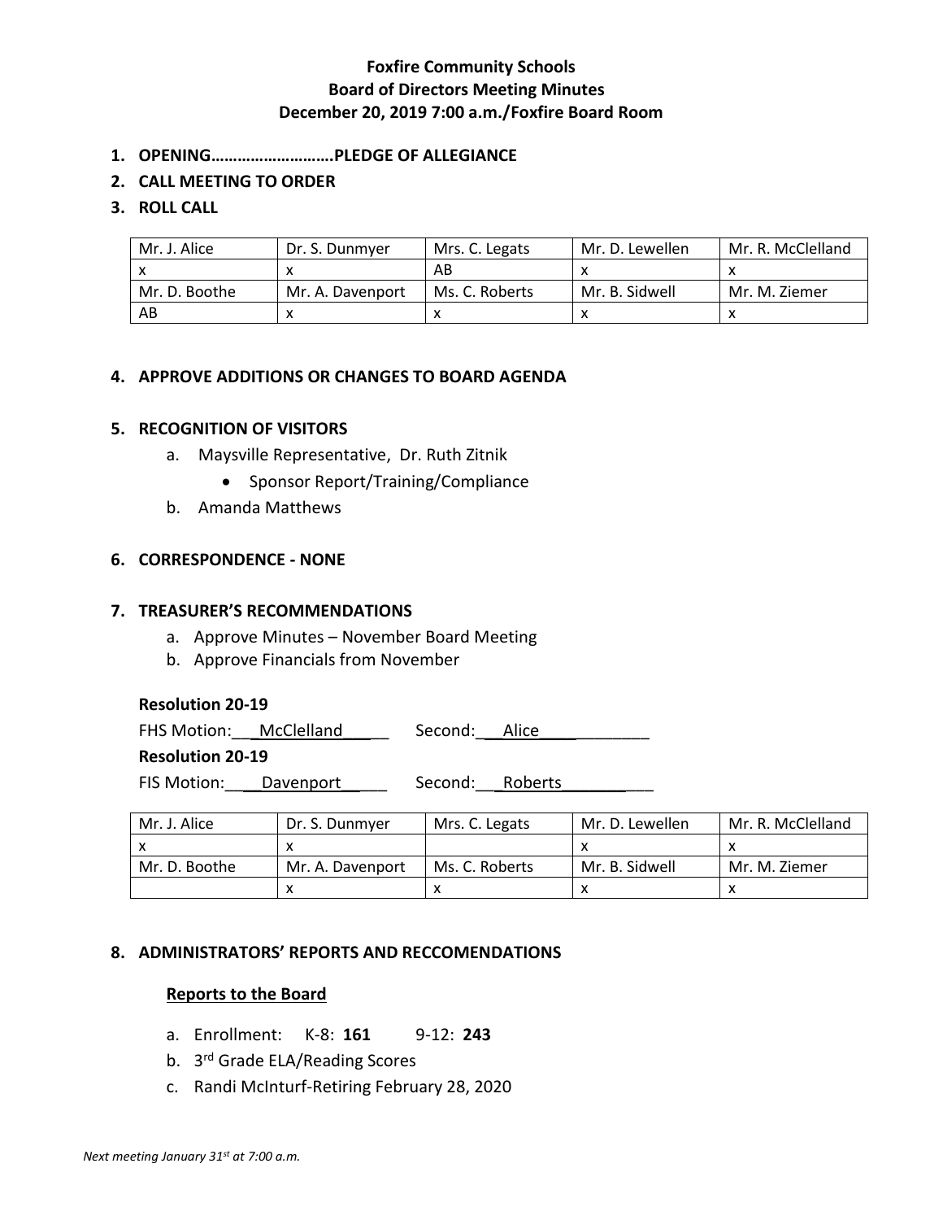**Foxfire Community Schools**
**Board of Directors Meeting Minutes**
**December 20, 2019 7:00 a.m./Foxfire Board Room**

1. **OPENING……………………….PLEDGE OF ALLEGIANCE**
2. **CALL MEETING TO ORDER**
3. **ROLL CALL**

| Mr. J. Alice | Dr. S. Dunmyer | Mrs. C. Legats | Mr. D. Lewellen | Mr. R. McClelland |
|---|---|---|---|---|
| x | x | AB | x | x |
| Mr. D. Boothe | Mr. A. Davenport | Ms. C. Roberts | Mr. B. Sidwell | Mr. M. Ziemer |
| AB | x | x | x | x |

4. **APPROVE ADDITIONS OR CHANGES TO BOARD AGENDA**

5. **RECOGNITION OF VISITORS**
   a. Maysville Representative, Dr. Ruth Zitnik
      - Sponsor Report/Training/Compliance
   b. Amanda Matthews

6. **CORRESPONDENCE - NONE**

7. **TREASURER'S RECOMMENDATIONS**
   a. Approve Minutes – November Board Meeting
   b. Approve Financials from November

**Resolution 20-19**

FHS Motion: McClelland Second: Alice

**Resolution 20-19**

FIS Motion: Davenport Second: Roberts

| Mr. J. Alice | Dr. S. Dunmyer | Mrs. C. Legats | Mr. D. Lewellen | Mr. R. McClelland |
|---|---|---|---|---|
| x | x | | x | x |
| Mr. D. Boothe | Mr. A. Davenport | Ms. C. Roberts | Mr. B. Sidwell | Mr. M. Ziemer |
| | x | x | x | x |

8. **ADMINISTRATORS' REPORTS AND RECCOMENDATIONS**

**Reports to the Board**

a. Enrollment: K-8: **161** 9-12: **243**
b. 3rd Grade ELA/Reading Scores
c. Randi McInturf-Retiring February 28, 2020

*Next meeting January 31st at 7:00 a.m.*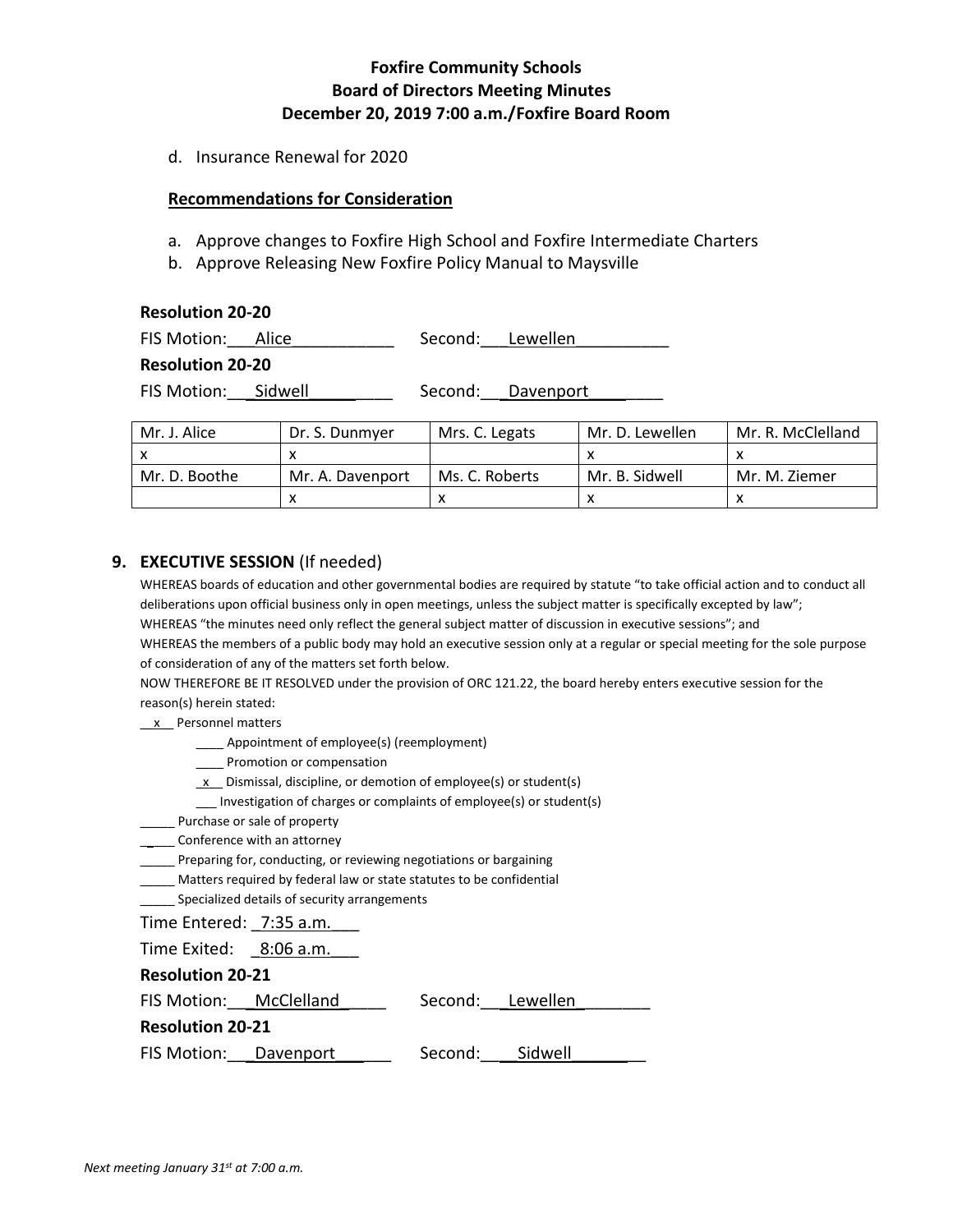d. Insurance Renewal for 2020

**Recommendations for Consideration**

a. Approve changes to Foxfire High School and Foxfire Intermediate Charters
b. Approve Releasing New Foxfire Policy Manual to Maysville

**Resolution 20-20**

FIS Motion: Alice    Second: Lewellen

**Resolution 20-20**

FIS Motion: Sidwell    Second: Davenport

| Mr. J. Alice | Dr. S. Dunmyer | Mrs. C. Legats | Mr. D. Lewellen | Mr. R. McClelland |
|---|---|---|---|---|
| x | x | | x | x |
| Mr. D. Boothe | Mr. A. Davenport | Ms. C. Roberts | Mr. B. Sidwell | Mr. M. Ziemer |
| | x | x | x | x |

## 9. EXECUTIVE SESSION (If needed)

WHEREAS boards of education and other governmental bodies are required by statute "to take official action and to conduct all deliberations upon official business only in open meetings, unless the subject matter is specifically excepted by law";
WHEREAS "the minutes need only reflect the general subject matter of discussion in executive sessions"; and
WHEREAS the members of a public body may hold an executive session only at a regular or special meeting for the sole purpose of consideration of any of the matters set forth below.
NOW THEREFORE BE IT RESOLVED under the provision of ORC 121.22, the board hereby enters executive session for the reason(s) herein stated:

__x__ Personnel matters
- ____ Appointment of employee(s) (reemployment)
- ____ Promotion or compensation
- _x__ Dismissal, discipline, or demotion of employee(s) or student(s)
- ___ Investigation of charges or complaints of employee(s) or student(s)

_____ Purchase or sale of property
_____ Conference with an attorney
_____ Preparing for, conducting, or reviewing negotiations or bargaining
_____ Matters required by federal law or state statutes to be confidential
_____ Specialized details of security arrangements

Time Entered: 7:35 a.m.

Time Exited: 8:06 a.m.

**Resolution 20-21**

FIS Motion: McClelland    Second: Lewellen

**Resolution 20-21**

FIS Motion: Davenport    Second: Sidwell

*Next meeting January 31st at 7:00 a.m.*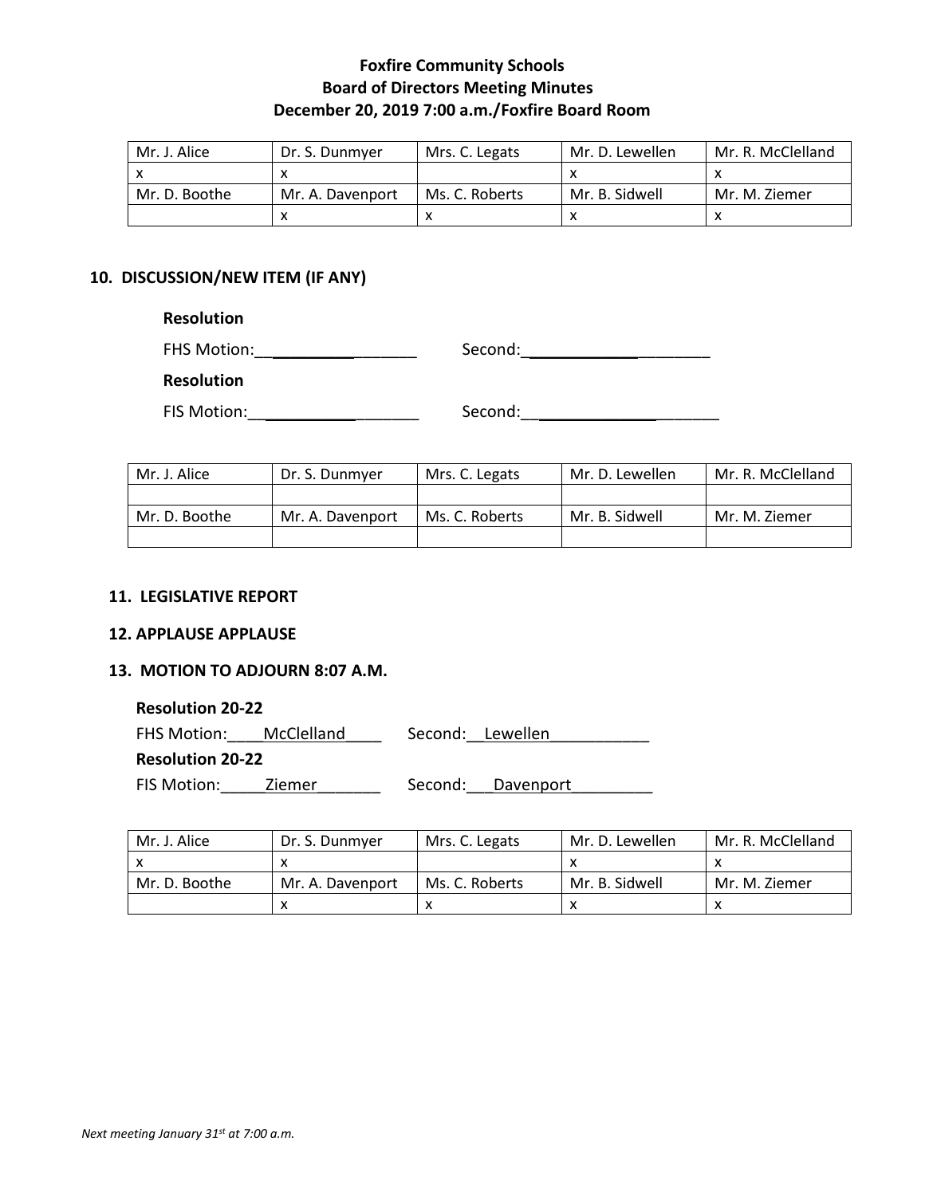**Foxfire Community Schools**
**Board of Directors Meeting Minutes**
**December 20, 2019 7:00 a.m./Foxfire Board Room**

| | | | | |
|---|---|---|---|---|
| Mr. J. Alice | Dr. S. Dunmyer | Mrs. C. Legats | Mr. D. Lewellen | Mr. R. McClelland |
| x | x | | x | x |
| Mr. D. Boothe | Mr. A. Davenport | Ms. C. Roberts | Mr. B. Sidwell | Mr. M. Ziemer |
| | x | x | x | x |

## 10. DISCUSSION/NEW ITEM (IF ANY)

**Resolution**

FHS Motion:__________________ Second:______________________

**Resolution**

FIS Motion:__________________ Second:______________________

| | | | | |
|---|---|---|---|---|
| Mr. J. Alice | Dr. S. Dunmyer | Mrs. C. Legats | Mr. D. Lewellen | Mr. R. McClelland |
| | | | | |
| Mr. D. Boothe | Mr. A. Davenport | Ms. C. Roberts | Mr. B. Sidwell | Mr. M. Ziemer |
| | | | | |

## 11. LEGISLATIVE REPORT

## 12. APPLAUSE APPLAUSE

## 13. MOTION TO ADJOURN 8:07 A.M.

**Resolution 20-22**

FHS Motion:____McClelland____ Second:__Lewellen___________

**Resolution 20-22**

FIS Motion:_____Ziemer_______ Second:___Davenport_________

| | | | | |
|---|---|---|---|---|
| Mr. J. Alice | Dr. S. Dunmyer | Mrs. C. Legats | Mr. D. Lewellen | Mr. R. McClelland |
| x | x | | x | x |
| Mr. D. Boothe | Mr. A. Davenport | Ms. C. Roberts | Mr. B. Sidwell | Mr. M. Ziemer |
| | x | x | x | x |

*Next meeting January 31st at 7:00 a.m.*